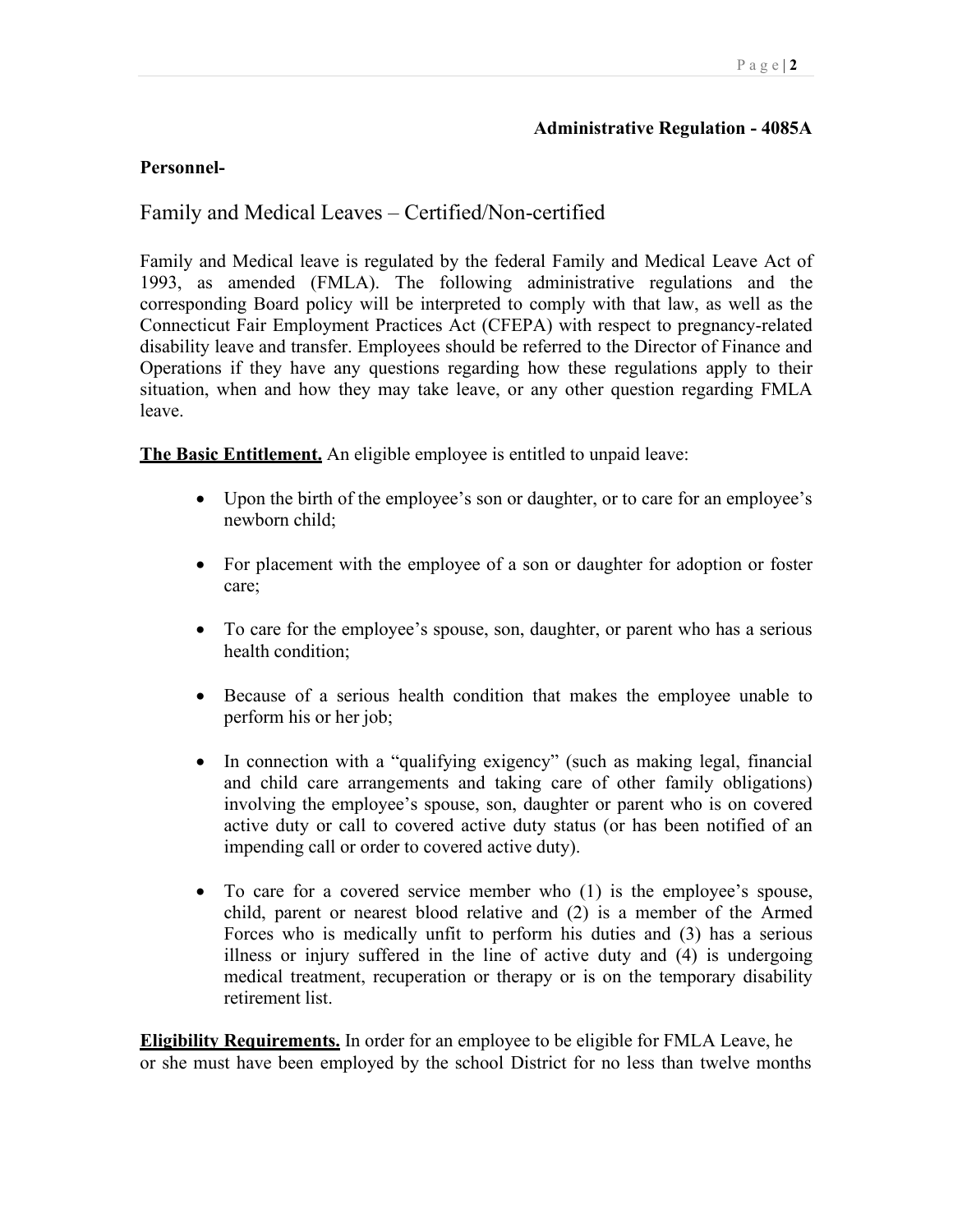**Administrative Regulation - 4085A**

**Personnel-**

## Family and Medical Leaves – Certified/Non-certified

Family and Medical leave is regulated by the federal Family and Medical Leave Act of 1993, as amended (FMLA). The following administrative regulations and the corresponding Board policy will be interpreted to comply with that law, as well as the Connecticut Fair Employment Practices Act (CFEPA) with respect to pregnancy-related disability leave and transfer. Employees should be referred to the Director of Finance and Operations if they have any questions regarding how these regulations apply to their situation, when and how they may take leave, or any other question regarding FMLA leave.

**The Basic Entitlement.** An eligible employee is entitled to unpaid leave:

- Upon the birth of the employee's son or daughter, or to care for an employee's newborn child;
- For placement with the employee of a son or daughter for adoption or foster care;
- To care for the employee's spouse, son, daughter, or parent who has a serious health condition;
- Because of a serious health condition that makes the employee unable to perform his or her job;
- In connection with a "qualifying exigency" (such as making legal, financial and child care arrangements and taking care of other family obligations) involving the employee's spouse, son, daughter or parent who is on covered active duty or call to covered active duty status (or has been notified of an impending call or order to covered active duty).
- To care for a covered service member who (1) is the employee's spouse, child, parent or nearest blood relative and (2) is a member of the Armed Forces who is medically unfit to perform his duties and (3) has a serious illness or injury suffered in the line of active duty and (4) is undergoing medical treatment, recuperation or therapy or is on the temporary disability retirement list.

**Eligibility Requirements.** In order for an employee to be eligible for FMLA Leave, he or she must have been employed by the school District for no less than twelve months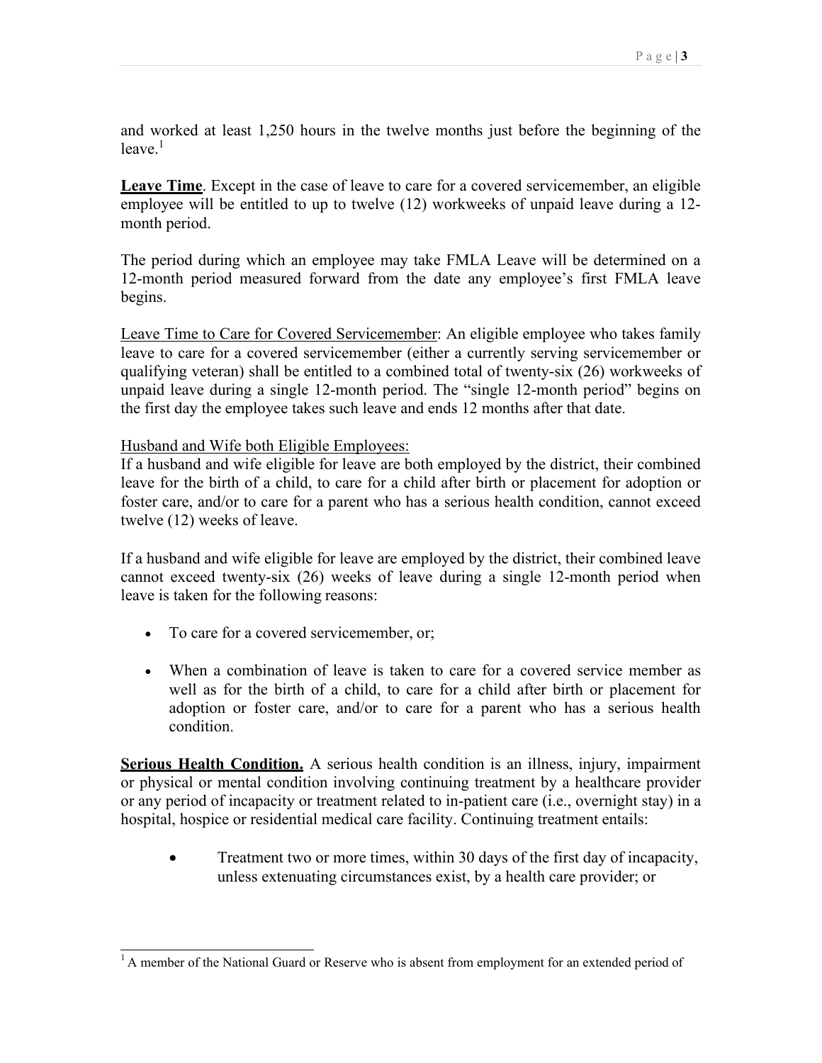and worked at least 1,250 hours in the twelve months just before the beginning of the leave.[1]

**Leave Time**. Except in the case of leave to care for a covered servicemember, an eligible employee will be entitled to up to twelve (12) workweeks of unpaid leave during a 12-month period.

The period during which an employee may take FMLA Leave will be determined on a 12-month period measured forward from the date any employee's first FMLA leave begins.

Leave Time to Care for Covered Servicemember: An eligible employee who takes family leave to care for a covered servicemember (either a currently serving servicemember or qualifying veteran) shall be entitled to a combined total of twenty-six (26) workweeks of unpaid leave during a single 12-month period. The "single 12-month period" begins on the first day the employee takes such leave and ends 12 months after that date.

Husband and Wife both Eligible Employees:
If a husband and wife eligible for leave are both employed by the district, their combined leave for the birth of a child, to care for a child after birth or placement for adoption or foster care, and/or to care for a parent who has a serious health condition, cannot exceed twelve (12) weeks of leave.

If a husband and wife eligible for leave are employed by the district, their combined leave cannot exceed twenty-six (26) weeks of leave during a single 12-month period when leave is taken for the following reasons:

- To care for a covered servicemember, or;
- When a combination of leave is taken to care for a covered service member as well as for the birth of a child, to care for a child after birth or placement for adoption or foster care, and/or to care for a parent who has a serious health condition.

**Serious Health Condition.** A serious health condition is an illness, injury, impairment or physical or mental condition involving continuing treatment by a healthcare provider or any period of incapacity or treatment related to in-patient care (i.e., overnight stay) in a hospital, hospice or residential medical care facility. Continuing treatment entails:

- Treatment two or more times, within 30 days of the first day of incapacity, unless extenuating circumstances exist, by a health care provider; or

[1] A member of the National Guard or Reserve who is absent from employment for an extended period of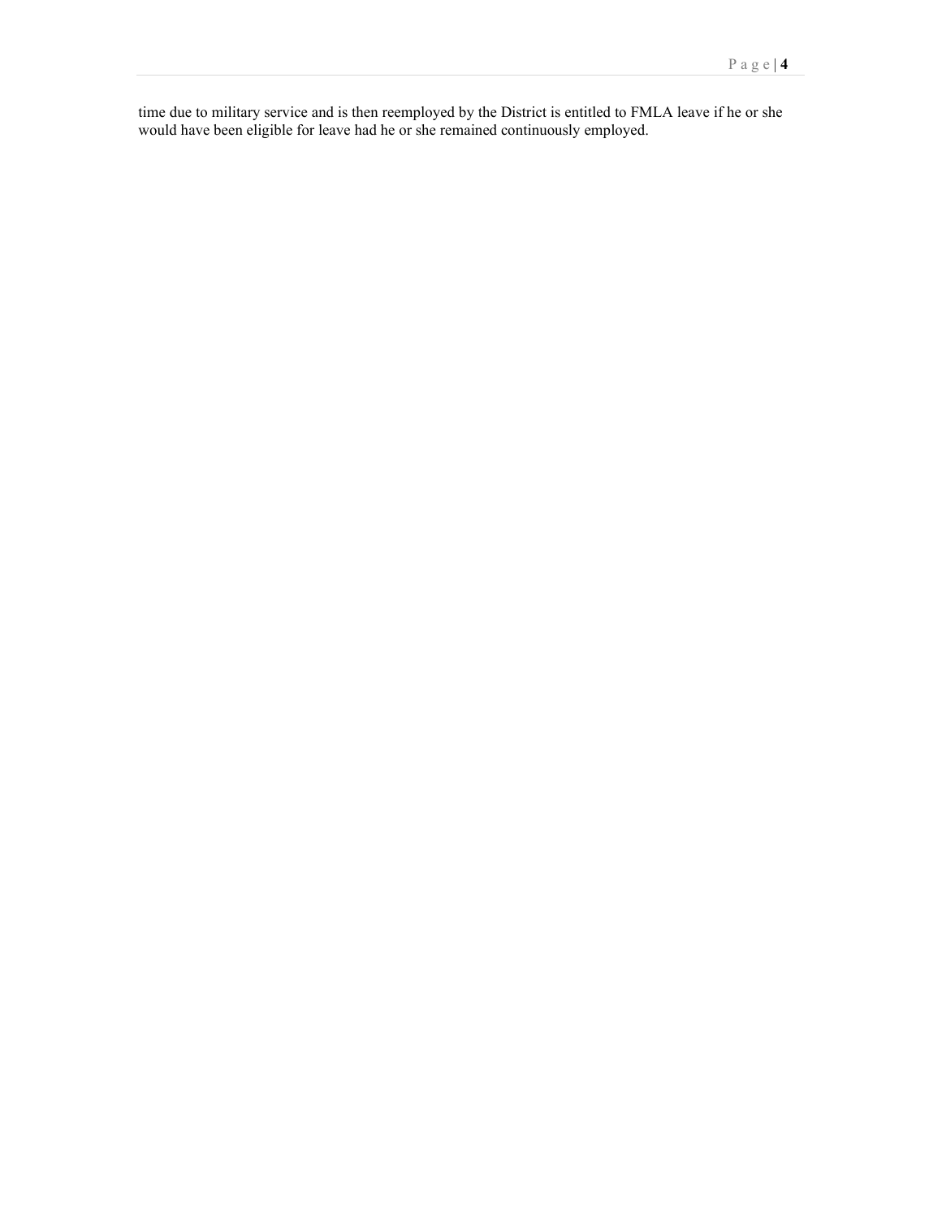time due to military service and is then reemployed by the District is entitled to FMLA leave if he or she would have been eligible for leave had he or she remained continuously employed.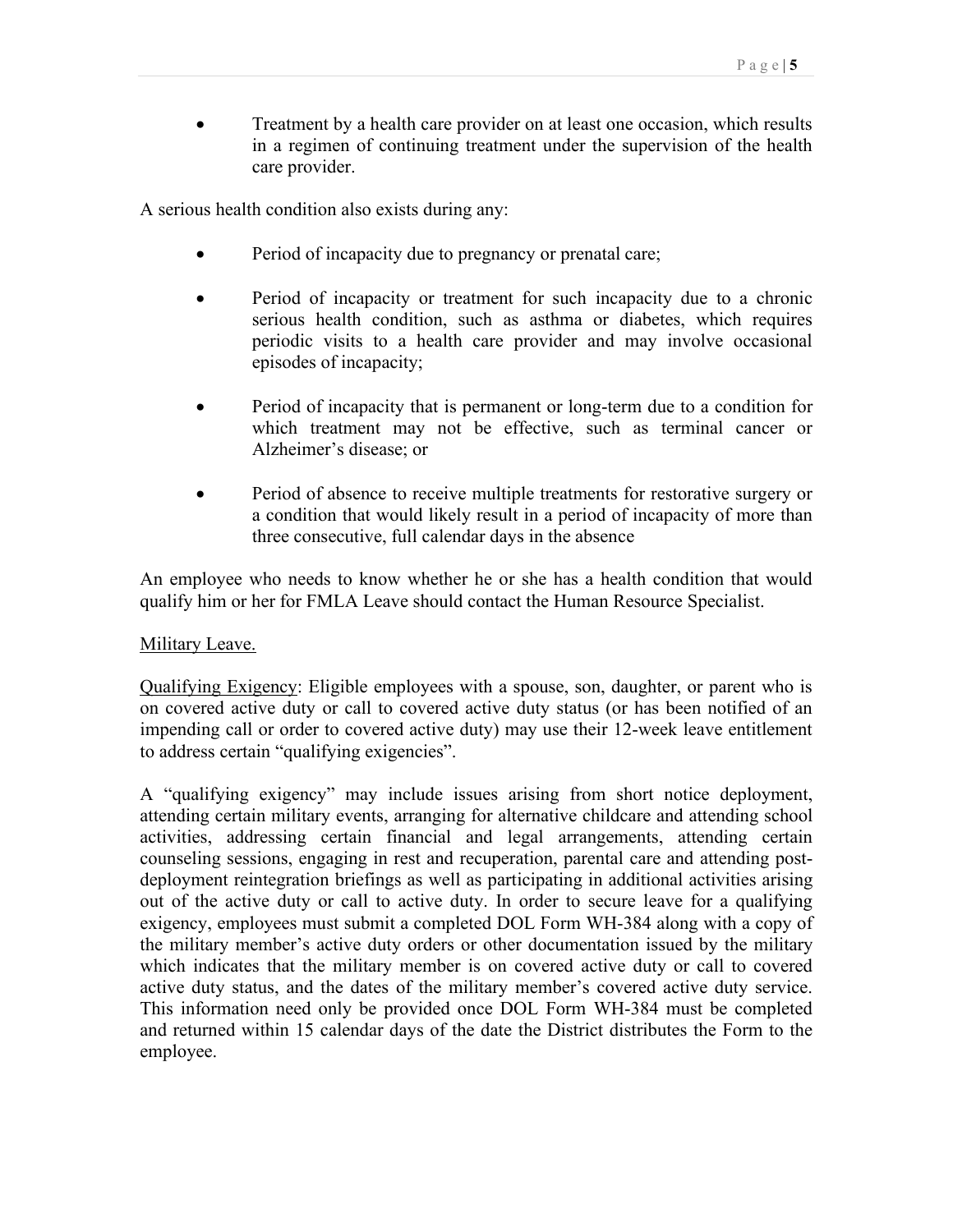- Treatment by a health care provider on at least one occasion, which results in a regimen of continuing treatment under the supervision of the health care provider.

A serious health condition also exists during any:

- Period of incapacity due to pregnancy or prenatal care;
- Period of incapacity or treatment for such incapacity due to a chronic serious health condition, such as asthma or diabetes, which requires periodic visits to a health care provider and may involve occasional episodes of incapacity;
- Period of incapacity that is permanent or long-term due to a condition for which treatment may not be effective, such as terminal cancer or Alzheimer's disease; or
- Period of absence to receive multiple treatments for restorative surgery or a condition that would likely result in a period of incapacity of more than three consecutive, full calendar days in the absence

An employee who needs to know whether he or she has a health condition that would qualify him or her for FMLA Leave should contact the Human Resource Specialist.

<u>Military Leave.</u>

<u>Qualifying Exigency</u>: Eligible employees with a spouse, son, daughter, or parent who is on covered active duty or call to covered active duty status (or has been notified of an impending call or order to covered active duty) may use their 12-week leave entitlement to address certain "qualifying exigencies".

A "qualifying exigency" may include issues arising from short notice deployment, attending certain military events, arranging for alternative childcare and attending school activities, addressing certain financial and legal arrangements, attending certain counseling sessions, engaging in rest and recuperation, parental care and attending post-deployment reintegration briefings as well as participating in additional activities arising out of the active duty or call to active duty. In order to secure leave for a qualifying exigency, employees must submit a completed DOL Form WH-384 along with a copy of the military member's active duty orders or other documentation issued by the military which indicates that the military member is on covered active duty or call to covered active duty status, and the dates of the military member's covered active duty service. This information need only be provided once DOL Form WH-384 must be completed and returned within 15 calendar days of the date the District distributes the Form to the employee.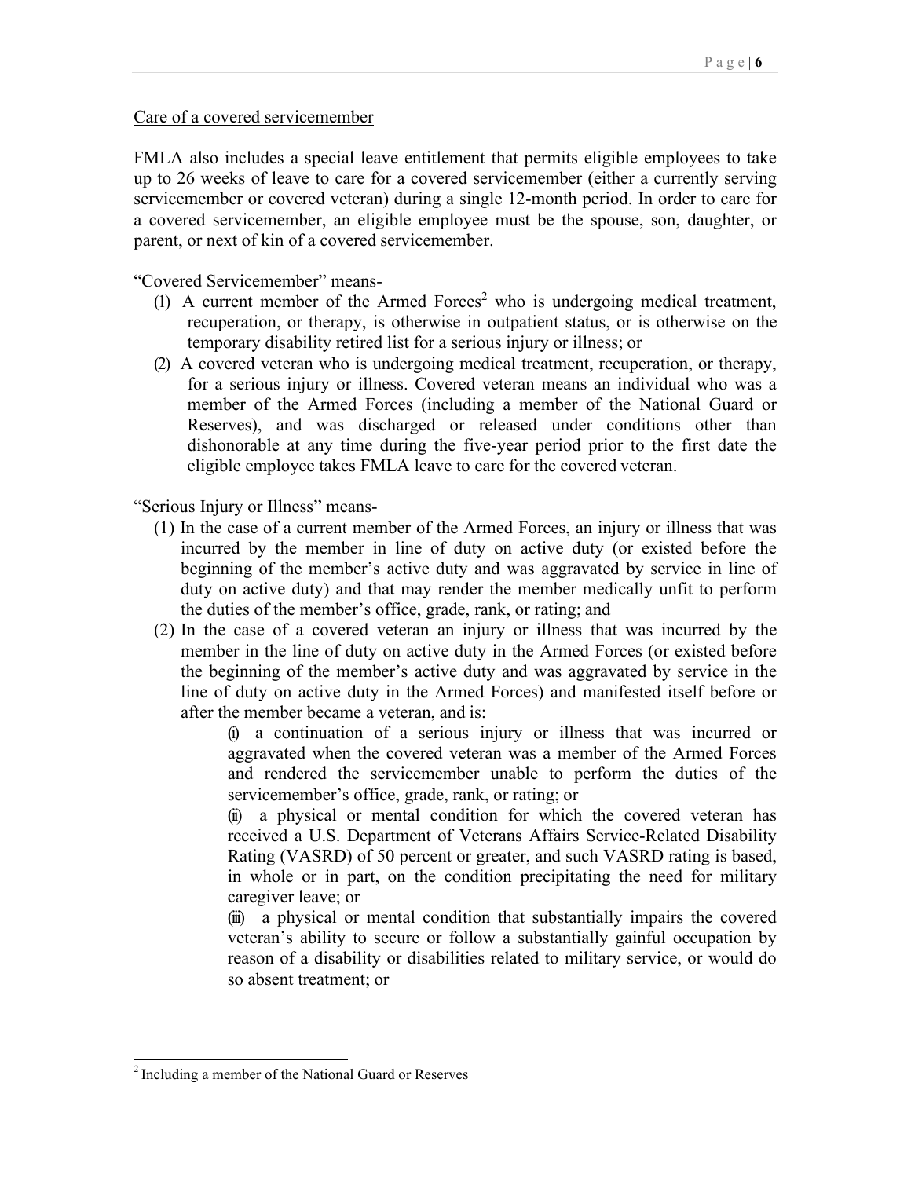Care of a covered servicemember

FMLA also includes a special leave entitlement that permits eligible employees to take up to 26 weeks of leave to care for a covered servicemember (either a currently serving servicemember or covered veteran) during a single 12-month period. In order to care for a covered servicemember, an eligible employee must be the spouse, son, daughter, or parent, or next of kin of a covered servicemember.

"Covered Servicemember" means-

(1) A current member of the Armed Forces[2] who is undergoing medical treatment, recuperation, or therapy, is otherwise in outpatient status, or is otherwise on the temporary disability retired list for a serious injury or illness; or

(2) A covered veteran who is undergoing medical treatment, recuperation, or therapy, for a serious injury or illness. Covered veteran means an individual who was a member of the Armed Forces (including a member of the National Guard or Reserves), and was discharged or released under conditions other than dishonorable at any time during the five-year period prior to the first date the eligible employee takes FMLA leave to care for the covered veteran.

"Serious Injury or Illness" means-

(1) In the case of a current member of the Armed Forces, an injury or illness that was incurred by the member in line of duty on active duty (or existed before the beginning of the member's active duty and was aggravated by service in line of duty on active duty) and that may render the member medically unfit to perform the duties of the member's office, grade, rank, or rating; and

(2) In the case of a covered veteran an injury or illness that was incurred by the member in the line of duty on active duty in the Armed Forces (or existed before the beginning of the member's active duty and was aggravated by service in the line of duty on active duty in the Armed Forces) and manifested itself before or after the member became a veteran, and is:

    (i) a continuation of a serious injury or illness that was incurred or aggravated when the covered veteran was a member of the Armed Forces and rendered the servicemember unable to perform the duties of the servicemember's office, grade, rank, or rating; or

    (ii) a physical or mental condition for which the covered veteran has received a U.S. Department of Veterans Affairs Service-Related Disability Rating (VASRD) of 50 percent or greater, and such VASRD rating is based, in whole or in part, on the condition precipitating the need for military caregiver leave; or

    (iii) a physical or mental condition that substantially impairs the covered veteran's ability to secure or follow a substantially gainful occupation by reason of a disability or disabilities related to military service, or would do so absent treatment; or

---

[2] Including a member of the National Guard or Reserves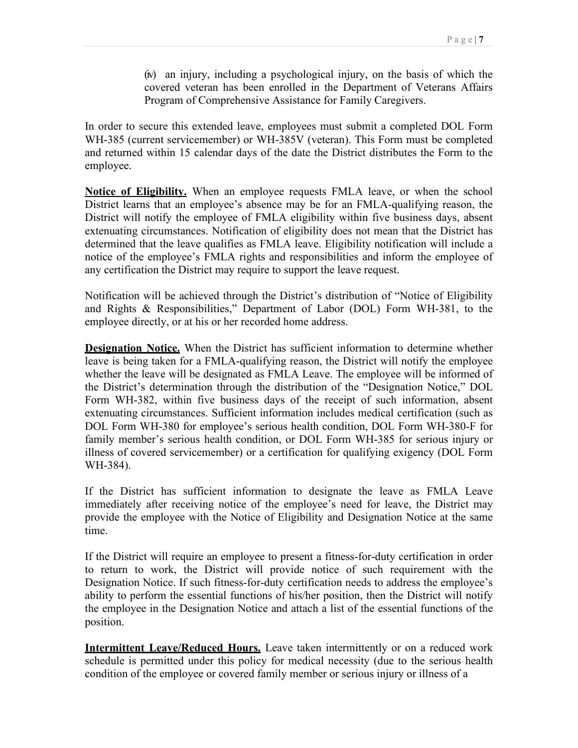(iv) an injury, including a psychological injury, on the basis of which the covered veteran has been enrolled in the Department of Veterans Affairs Program of Comprehensive Assistance for Family Caregivers.

In order to secure this extended leave, employees must submit a completed DOL Form WH-385 (current servicemember) or WH-385V (veteran). This Form must be completed and returned within 15 calendar days of the date the District distributes the Form to the employee.

**Notice of Eligibility.** When an employee requests FMLA leave, or when the school District learns that an employee's absence may be for an FMLA-qualifying reason, the District will notify the employee of FMLA eligibility within five business days, absent extenuating circumstances. Notification of eligibility does not mean that the District has determined that the leave qualifies as FMLA leave. Eligibility notification will include a notice of the employee's FMLA rights and responsibilities and inform the employee of any certification the District may require to support the leave request.

Notification will be achieved through the District's distribution of "Notice of Eligibility and Rights & Responsibilities," Department of Labor (DOL) Form WH-381, to the employee directly, or at his or her recorded home address.

**Designation Notice.** When the District has sufficient information to determine whether leave is being taken for a FMLA-qualifying reason, the District will notify the employee whether the leave will be designated as FMLA Leave. The employee will be informed of the District's determination through the distribution of the "Designation Notice," DOL Form WH-382, within five business days of the receipt of such information, absent extenuating circumstances. Sufficient information includes medical certification (such as DOL Form WH-380 for employee's serious health condition, DOL Form WH-380-F for family member's serious health condition, or DOL Form WH-385 for serious injury or illness of covered servicemember) or a certification for qualifying exigency (DOL Form WH-384).

If the District has sufficient information to designate the leave as FMLA Leave immediately after receiving notice of the employee's need for leave, the District may provide the employee with the Notice of Eligibility and Designation Notice at the same time.

If the District will require an employee to present a fitness-for-duty certification in order to return to work, the District will provide notice of such requirement with the Designation Notice. If such fitness-for-duty certification needs to address the employee's ability to perform the essential functions of his/her position, then the District will notify the employee in the Designation Notice and attach a list of the essential functions of the position.

**Intermittent Leave/Reduced Hours.** Leave taken intermittently or on a reduced work schedule is permitted under this policy for medical necessity (due to the serious health condition of the employee or covered family member or serious injury or illness of a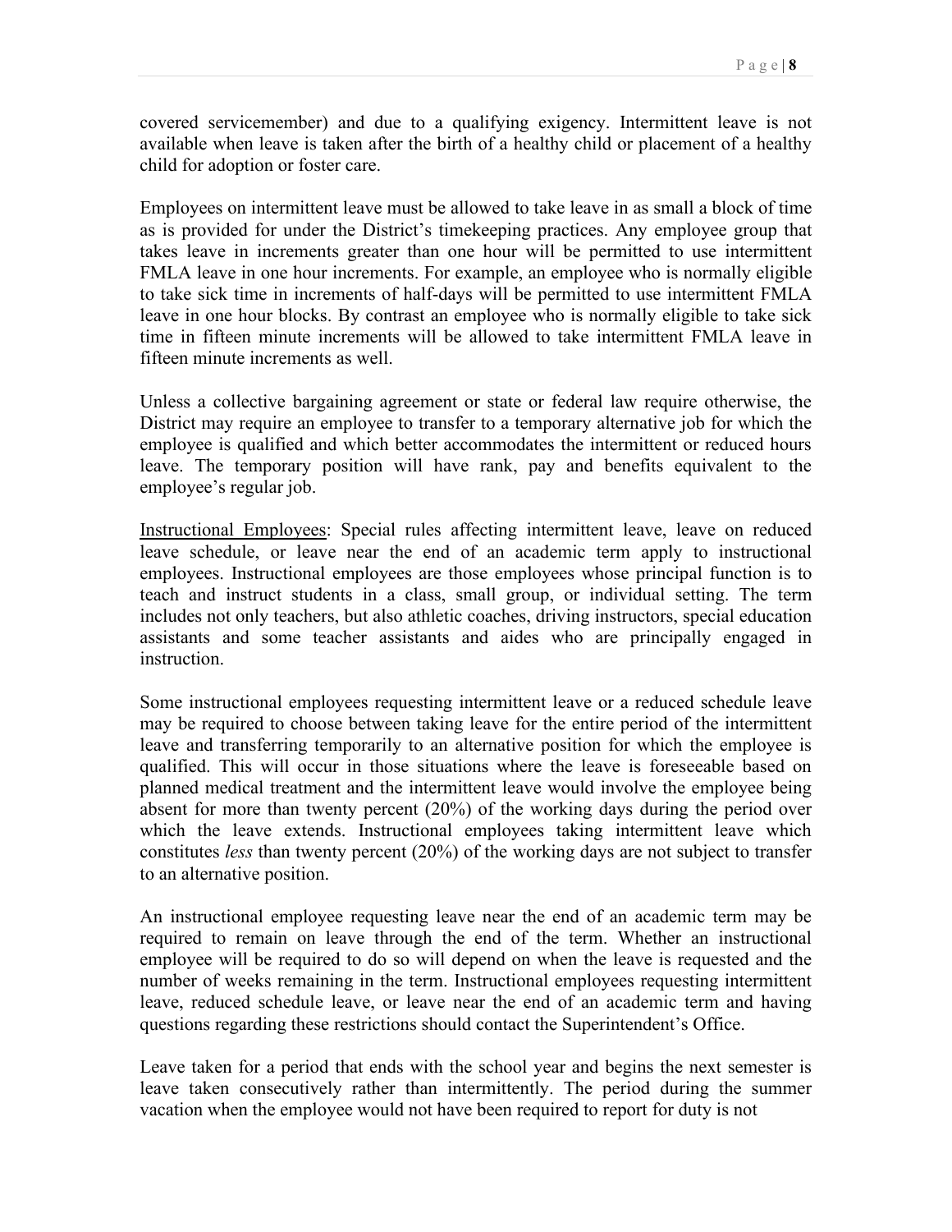covered servicemember) and due to a qualifying exigency. Intermittent leave is not available when leave is taken after the birth of a healthy child or placement of a healthy child for adoption or foster care.

Employees on intermittent leave must be allowed to take leave in as small a block of time as is provided for under the District's timekeeping practices. Any employee group that takes leave in increments greater than one hour will be permitted to use intermittent FMLA leave in one hour increments. For example, an employee who is normally eligible to take sick time in increments of half-days will be permitted to use intermittent FMLA leave in one hour blocks. By contrast an employee who is normally eligible to take sick time in fifteen minute increments will be allowed to take intermittent FMLA leave in fifteen minute increments as well.

Unless a collective bargaining agreement or state or federal law require otherwise, the District may require an employee to transfer to a temporary alternative job for which the employee is qualified and which better accommodates the intermittent or reduced hours leave. The temporary position will have rank, pay and benefits equivalent to the employee's regular job.

<u>Instructional Employees</u>: Special rules affecting intermittent leave, leave on reduced leave schedule, or leave near the end of an academic term apply to instructional employees. Instructional employees are those employees whose principal function is to teach and instruct students in a class, small group, or individual setting. The term includes not only teachers, but also athletic coaches, driving instructors, special education assistants and some teacher assistants and aides who are principally engaged in instruction.

Some instructional employees requesting intermittent leave or a reduced schedule leave may be required to choose between taking leave for the entire period of the intermittent leave and transferring temporarily to an alternative position for which the employee is qualified. This will occur in those situations where the leave is foreseeable based on planned medical treatment and the intermittent leave would involve the employee being absent for more than twenty percent (20%) of the working days during the period over which the leave extends. Instructional employees taking intermittent leave which constitutes *less* than twenty percent (20%) of the working days are not subject to transfer to an alternative position.

An instructional employee requesting leave near the end of an academic term may be required to remain on leave through the end of the term. Whether an instructional employee will be required to do so will depend on when the leave is requested and the number of weeks remaining in the term. Instructional employees requesting intermittent leave, reduced schedule leave, or leave near the end of an academic term and having questions regarding these restrictions should contact the Superintendent's Office.

Leave taken for a period that ends with the school year and begins the next semester is leave taken consecutively rather than intermittently. The period during the summer vacation when the employee would not have been required to report for duty is not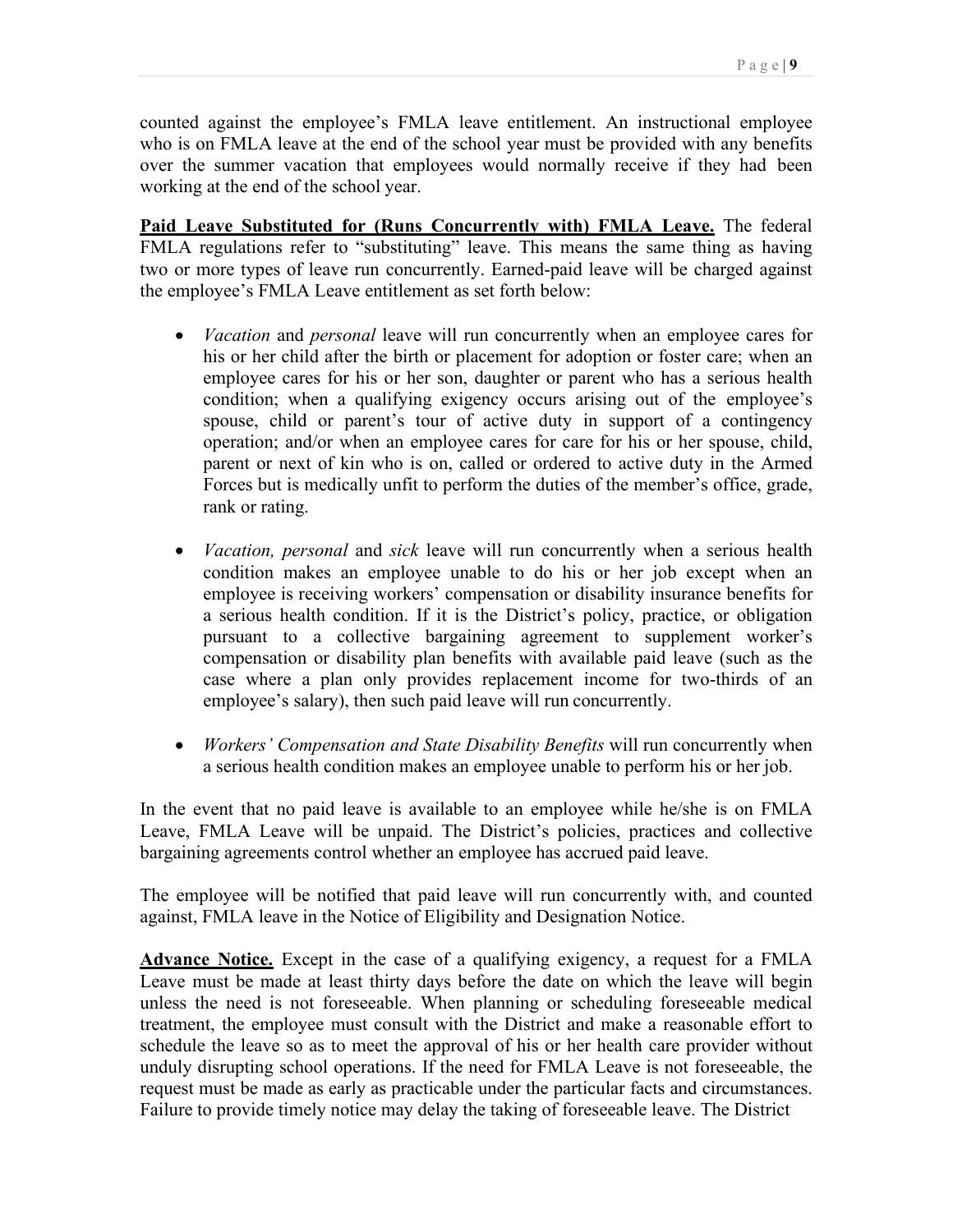counted against the employee's FMLA leave entitlement. An instructional employee who is on FMLA leave at the end of the school year must be provided with any benefits over the summer vacation that employees would normally receive if they had been working at the end of the school year.

**Paid Leave Substituted for (Runs Concurrently with) FMLA Leave.** The federal FMLA regulations refer to "substituting" leave. This means the same thing as having two or more types of leave run concurrently. Earned-paid leave will be charged against the employee's FMLA Leave entitlement as set forth below:

- *Vacation* and *personal* leave will run concurrently when an employee cares for his or her child after the birth or placement for adoption or foster care; when an employee cares for his or her son, daughter or parent who has a serious health condition; when a qualifying exigency occurs arising out of the employee's spouse, child or parent's tour of active duty in support of a contingency operation; and/or when an employee cares for care for his or her spouse, child, parent or next of kin who is on, called or ordered to active duty in the Armed Forces but is medically unfit to perform the duties of the member's office, grade, rank or rating.

- *Vacation, personal* and *sick* leave will run concurrently when a serious health condition makes an employee unable to do his or her job except when an employee is receiving workers' compensation or disability insurance benefits for a serious health condition. If it is the District's policy, practice, or obligation pursuant to a collective bargaining agreement to supplement worker's compensation or disability plan benefits with available paid leave (such as the case where a plan only provides replacement income for two-thirds of an employee's salary), then such paid leave will run concurrently.

- *Workers' Compensation and State Disability Benefits* will run concurrently when a serious health condition makes an employee unable to perform his or her job.

In the event that no paid leave is available to an employee while he/she is on FMLA Leave, FMLA Leave will be unpaid. The District's policies, practices and collective bargaining agreements control whether an employee has accrued paid leave.

The employee will be notified that paid leave will run concurrently with, and counted against, FMLA leave in the Notice of Eligibility and Designation Notice.

**Advance Notice.** Except in the case of a qualifying exigency, a request for a FMLA Leave must be made at least thirty days before the date on which the leave will begin unless the need is not foreseeable. When planning or scheduling foreseeable medical treatment, the employee must consult with the District and make a reasonable effort to schedule the leave so as to meet the approval of his or her health care provider without unduly disrupting school operations. If the need for FMLA Leave is not foreseeable, the request must be made as early as practicable under the particular facts and circumstances. Failure to provide timely notice may delay the taking of foreseeable leave. The District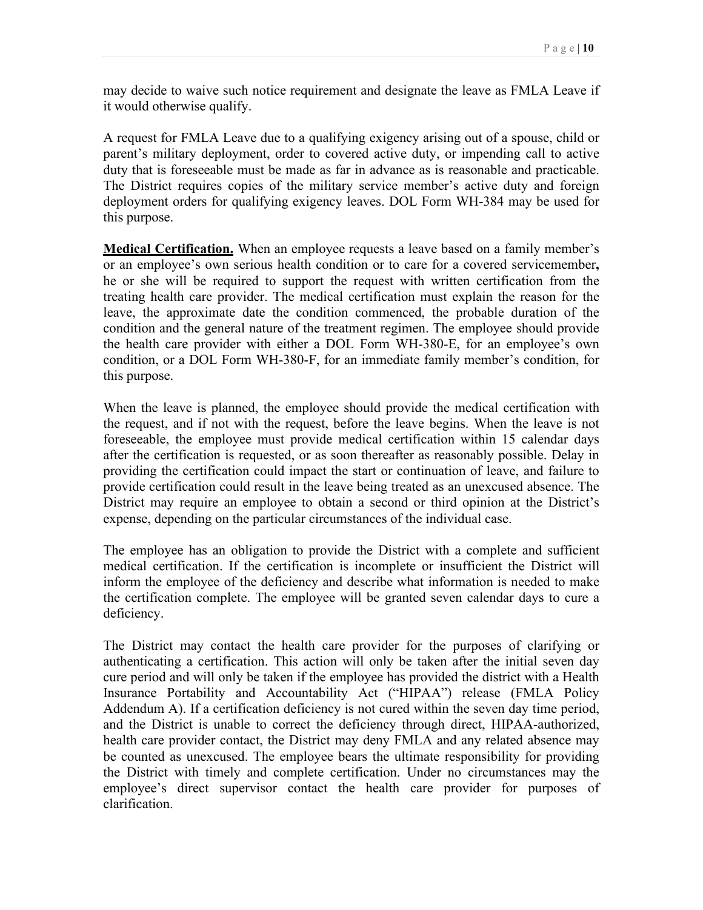may decide to waive such notice requirement and designate the leave as FMLA Leave if it would otherwise qualify.

A request for FMLA Leave due to a qualifying exigency arising out of a spouse, child or parent's military deployment, order to covered active duty, or impending call to active duty that is foreseeable must be made as far in advance as is reasonable and practicable. The District requires copies of the military service member's active duty and foreign deployment orders for qualifying exigency leaves. DOL Form WH-384 may be used for this purpose.

**Medical Certification.** When an employee requests a leave based on a family member's or an employee's own serious health condition or to care for a covered servicemember**,** he or she will be required to support the request with written certification from the treating health care provider. The medical certification must explain the reason for the leave, the approximate date the condition commenced, the probable duration of the condition and the general nature of the treatment regimen. The employee should provide the health care provider with either a DOL Form WH-380-E, for an employee's own condition, or a DOL Form WH-380-F, for an immediate family member's condition, for this purpose.

When the leave is planned, the employee should provide the medical certification with the request, and if not with the request, before the leave begins. When the leave is not foreseeable, the employee must provide medical certification within 15 calendar days after the certification is requested, or as soon thereafter as reasonably possible. Delay in providing the certification could impact the start or continuation of leave, and failure to provide certification could result in the leave being treated as an unexcused absence. The District may require an employee to obtain a second or third opinion at the District's expense, depending on the particular circumstances of the individual case.

The employee has an obligation to provide the District with a complete and sufficient medical certification. If the certification is incomplete or insufficient the District will inform the employee of the deficiency and describe what information is needed to make the certification complete. The employee will be granted seven calendar days to cure a deficiency.

The District may contact the health care provider for the purposes of clarifying or authenticating a certification. This action will only be taken after the initial seven day cure period and will only be taken if the employee has provided the district with a Health Insurance Portability and Accountability Act ("HIPAA") release (FMLA Policy Addendum A). If a certification deficiency is not cured within the seven day time period, and the District is unable to correct the deficiency through direct, HIPAA-authorized, health care provider contact, the District may deny FMLA and any related absence may be counted as unexcused. The employee bears the ultimate responsibility for providing the District with timely and complete certification. Under no circumstances may the employee's direct supervisor contact the health care provider for purposes of clarification.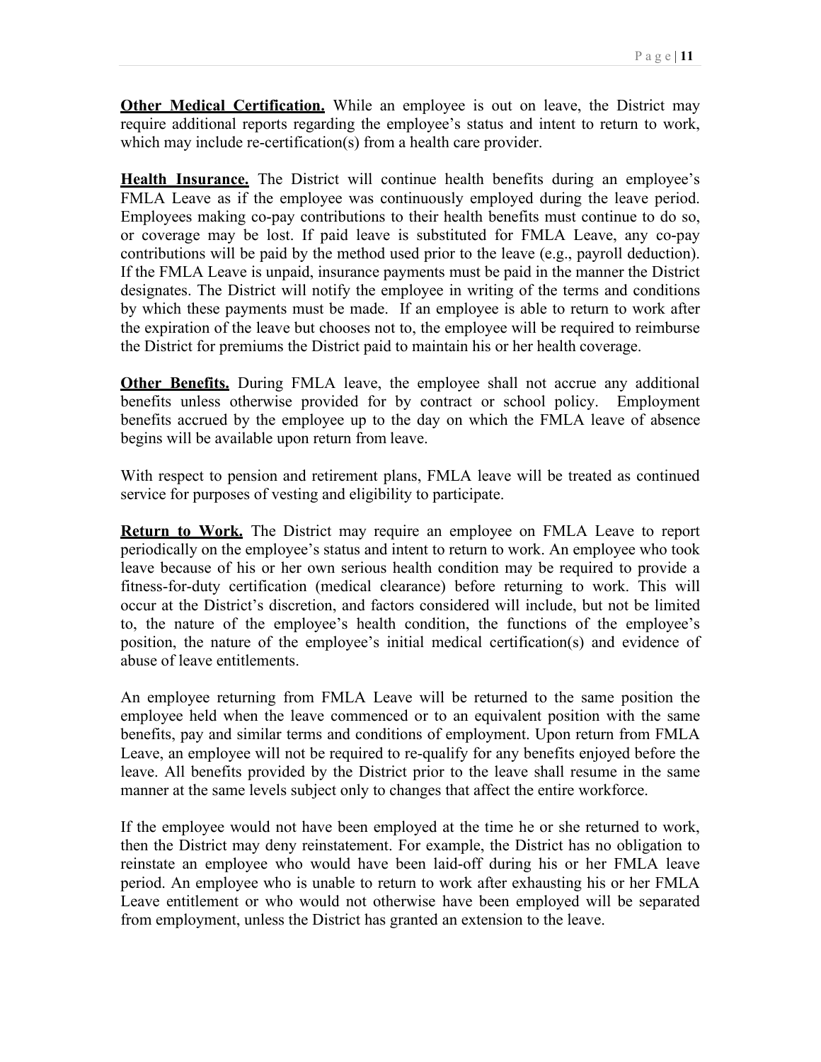**Other Medical Certification.** While an employee is out on leave, the District may require additional reports regarding the employee's status and intent to return to work, which may include re-certification(s) from a health care provider.

**Health Insurance.** The District will continue health benefits during an employee's FMLA Leave as if the employee was continuously employed during the leave period. Employees making co-pay contributions to their health benefits must continue to do so, or coverage may be lost. If paid leave is substituted for FMLA Leave, any co-pay contributions will be paid by the method used prior to the leave (e.g., payroll deduction). If the FMLA Leave is unpaid, insurance payments must be paid in the manner the District designates. The District will notify the employee in writing of the terms and conditions by which these payments must be made. If an employee is able to return to work after the expiration of the leave but chooses not to, the employee will be required to reimburse the District for premiums the District paid to maintain his or her health coverage.

**Other Benefits.** During FMLA leave, the employee shall not accrue any additional benefits unless otherwise provided for by contract or school policy. Employment benefits accrued by the employee up to the day on which the FMLA leave of absence begins will be available upon return from leave.

With respect to pension and retirement plans, FMLA leave will be treated as continued service for purposes of vesting and eligibility to participate.

**Return to Work.** The District may require an employee on FMLA Leave to report periodically on the employee's status and intent to return to work. An employee who took leave because of his or her own serious health condition may be required to provide a fitness-for-duty certification (medical clearance) before returning to work. This will occur at the District's discretion, and factors considered will include, but not be limited to, the nature of the employee's health condition, the functions of the employee's position, the nature of the employee's initial medical certification(s) and evidence of abuse of leave entitlements.

An employee returning from FMLA Leave will be returned to the same position the employee held when the leave commenced or to an equivalent position with the same benefits, pay and similar terms and conditions of employment. Upon return from FMLA Leave, an employee will not be required to re-qualify for any benefits enjoyed before the leave. All benefits provided by the District prior to the leave shall resume in the same manner at the same levels subject only to changes that affect the entire workforce.

If the employee would not have been employed at the time he or she returned to work, then the District may deny reinstatement. For example, the District has no obligation to reinstate an employee who would have been laid-off during his or her FMLA leave period. An employee who is unable to return to work after exhausting his or her FMLA Leave entitlement or who would not otherwise have been employed will be separated from employment, unless the District has granted an extension to the leave.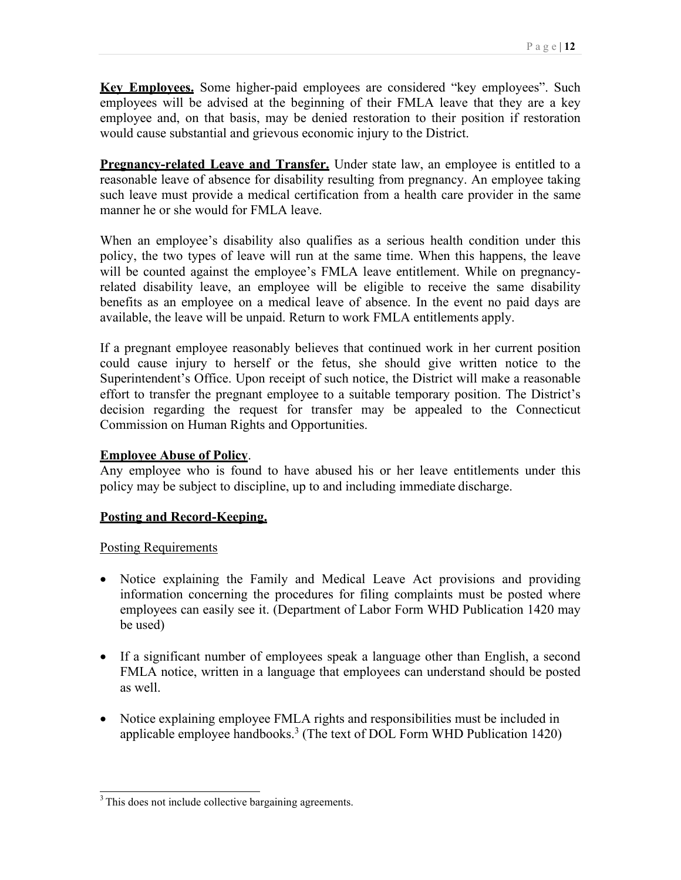**Key Employees.** Some higher-paid employees are considered "key employees". Such employees will be advised at the beginning of their FMLA leave that they are a key employee and, on that basis, may be denied restoration to their position if restoration would cause substantial and grievous economic injury to the District.

**Pregnancy-related Leave and Transfer.** Under state law, an employee is entitled to a reasonable leave of absence for disability resulting from pregnancy. An employee taking such leave must provide a medical certification from a health care provider in the same manner he or she would for FMLA leave.

When an employee's disability also qualifies as a serious health condition under this policy, the two types of leave will run at the same time. When this happens, the leave will be counted against the employee's FMLA leave entitlement. While on pregnancy-related disability leave, an employee will be eligible to receive the same disability benefits as an employee on a medical leave of absence. In the event no paid days are available, the leave will be unpaid. Return to work FMLA entitlements apply.

If a pregnant employee reasonably believes that continued work in her current position could cause injury to herself or the fetus, she should give written notice to the Superintendent's Office. Upon receipt of such notice, the District will make a reasonable effort to transfer the pregnant employee to a suitable temporary position. The District's decision regarding the request for transfer may be appealed to the Connecticut Commission on Human Rights and Opportunities.

**Employee Abuse of Policy**.
Any employee who is found to have abused his or her leave entitlements under this policy may be subject to discipline, up to and including immediate discharge.

**Posting and Record-Keeping.**

Posting Requirements

- Notice explaining the Family and Medical Leave Act provisions and providing information concerning the procedures for filing complaints must be posted where employees can easily see it. (Department of Labor Form WHD Publication 1420 may be used)

- If a significant number of employees speak a language other than English, a second FMLA notice, written in a language that employees can understand should be posted as well.

- Notice explaining employee FMLA rights and responsibilities must be included in applicable employee handbooks.[3] (The text of DOL Form WHD Publication 1420)

[3] This does not include collective bargaining agreements.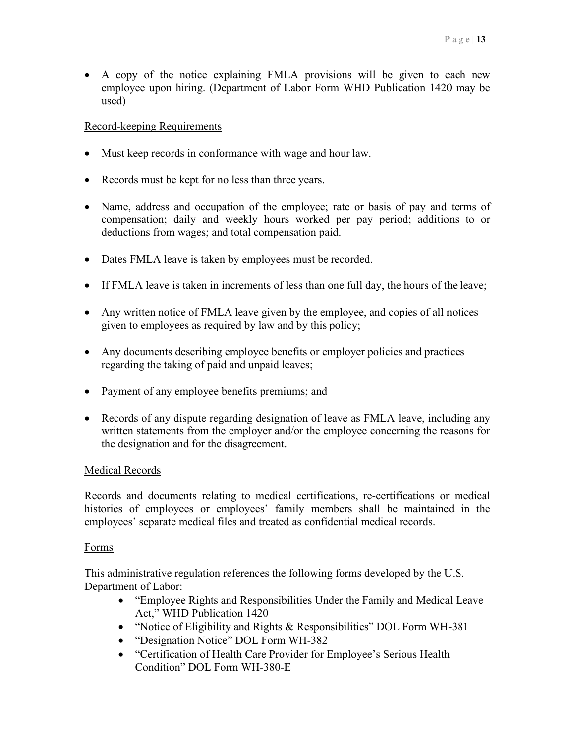- A copy of the notice explaining FMLA provisions will be given to each new employee upon hiring. (Department of Labor Form WHD Publication 1420 may be used)

Record-keeping Requirements

- Must keep records in conformance with wage and hour law.
- Records must be kept for no less than three years.
- Name, address and occupation of the employee; rate or basis of pay and terms of compensation; daily and weekly hours worked per pay period; additions to or deductions from wages; and total compensation paid.
- Dates FMLA leave is taken by employees must be recorded.
- If FMLA leave is taken in increments of less than one full day, the hours of the leave;
- Any written notice of FMLA leave given by the employee, and copies of all notices given to employees as required by law and by this policy;
- Any documents describing employee benefits or employer policies and practices regarding the taking of paid and unpaid leaves;
- Payment of any employee benefits premiums; and
- Records of any dispute regarding designation of leave as FMLA leave, including any written statements from the employer and/or the employee concerning the reasons for the designation and for the disagreement.

Medical Records

Records and documents relating to medical certifications, re-certifications or medical histories of employees or employees' family members shall be maintained in the employees' separate medical files and treated as confidential medical records.

Forms

This administrative regulation references the following forms developed by the U.S. Department of Labor:

- "Employee Rights and Responsibilities Under the Family and Medical Leave Act," WHD Publication 1420
- "Notice of Eligibility and Rights & Responsibilities" DOL Form WH-381
- "Designation Notice" DOL Form WH-382
- "Certification of Health Care Provider for Employee's Serious Health Condition" DOL Form WH-380-E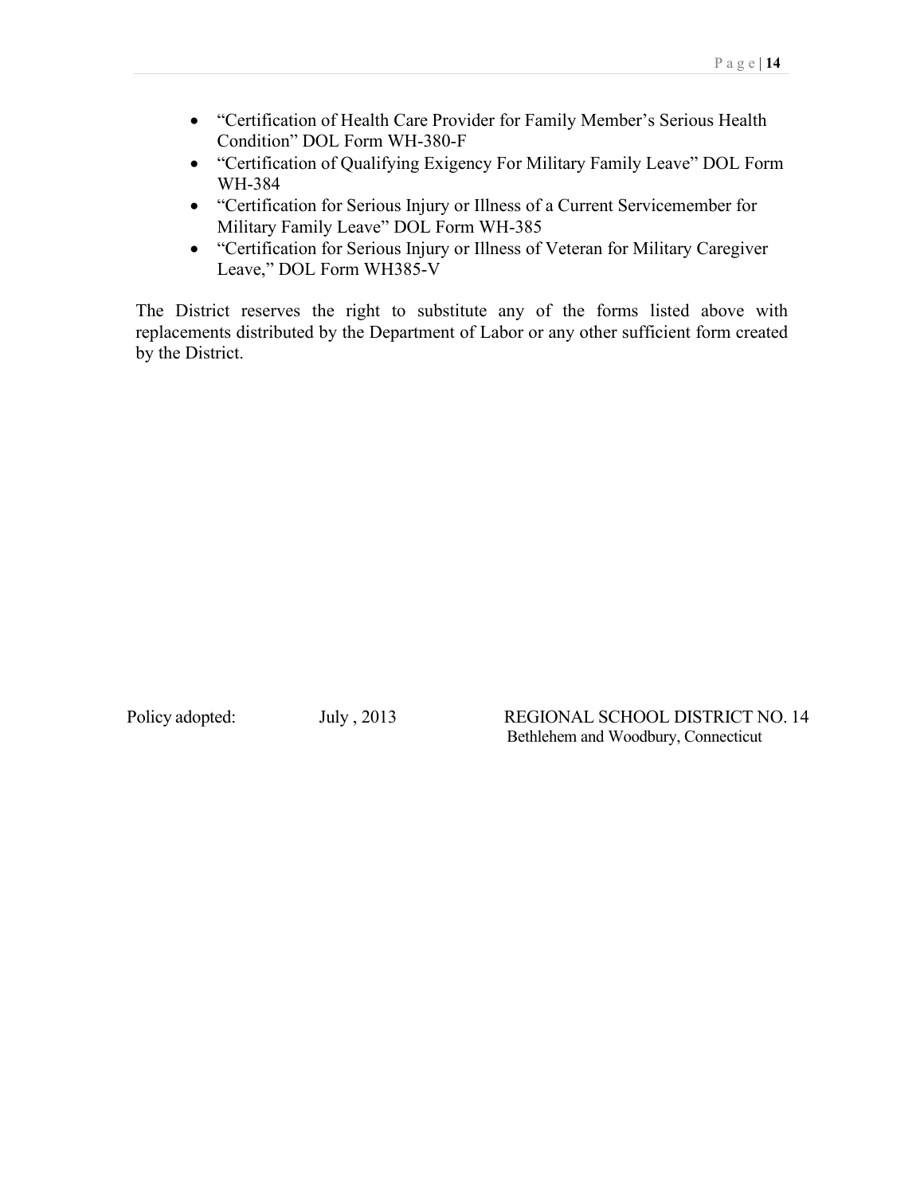- "Certification of Health Care Provider for Family Member's Serious Health Condition" DOL Form WH-380-F
- "Certification of Qualifying Exigency For Military Family Leave" DOL Form WH-384
- "Certification for Serious Injury or Illness of a Current Servicemember for Military Family Leave" DOL Form WH-385
- "Certification for Serious Injury or Illness of Veteran for Military Caregiver Leave," DOL Form WH385-V

The District reserves the right to substitute any of the forms listed above with replacements distributed by the Department of Labor or any other sufficient form created by the District.

Policy adopted: July , 2013

REGIONAL SCHOOL DISTRICT NO. 14
Bethlehem and Woodbury, Connecticut